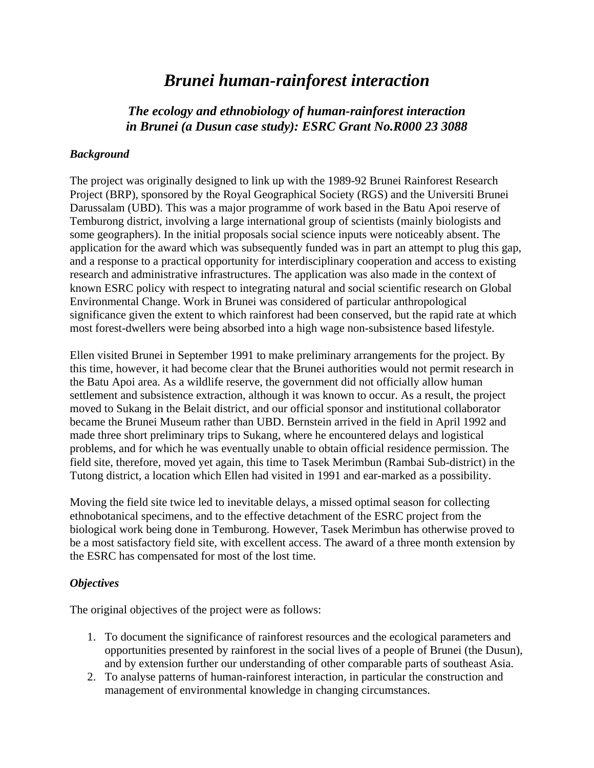# *Brunei human-rainforest interaction*

## *The ecology and ethnobiology of human-rainforest interaction in Brunei (a Dusun case study): ESRC Grant No.R000 23 3088*

### *Background*

The project was originally designed to link up with the 1989-92 Brunei Rainforest Research Project (BRP), sponsored by the Royal Geographical Society (RGS) and the Universiti Brunei Darussalam (UBD). This was a major programme of work based in the Batu Apoi reserve of Temburong district, involving a large international group of scientists (mainly biologists and some geographers). In the initial proposals social science inputs were noticeably absent. The application for the award which was subsequently funded was in part an attempt to plug this gap, and a response to a practical opportunity for interdisciplinary cooperation and access to existing research and administrative infrastructures. The application was also made in the context of known ESRC policy with respect to integrating natural and social scientific research on Global Environmental Change. Work in Brunei was considered of particular anthropological significance given the extent to which rainforest had been conserved, but the rapid rate at which most forest-dwellers were being absorbed into a high wage non-subsistence based lifestyle.

Ellen visited Brunei in September 1991 to make preliminary arrangements for the project. By this time, however, it had become clear that the Brunei authorities would not permit research in the Batu Apoi area. As a wildlife reserve, the government did not officially allow human settlement and subsistence extraction, although it was known to occur. As a result, the project moved to Sukang in the Belait district, and our official sponsor and institutional collaborator became the Brunei Museum rather than UBD. Bernstein arrived in the field in April 1992 and made three short preliminary trips to Sukang, where he encountered delays and logistical problems, and for which he was eventually unable to obtain official residence permission. The field site, therefore, moved yet again, this time to Tasek Merimbun (Rambai Sub-district) in the Tutong district, a location which Ellen had visited in 1991 and ear-marked as a possibility.

Moving the field site twice led to inevitable delays, a missed optimal season for collecting ethnobotanical specimens, and to the effective detachment of the ESRC project from the biological work being done in Temburong. However, Tasek Merimbun has otherwise proved to be a most satisfactory field site, with excellent access. The award of a three month extension by the ESRC has compensated for most of the lost time.

### *Objectives*

The original objectives of the project were as follows:

1. To document the significance of rainforest resources and the ecological parameters and opportunities presented by rainforest in the social lives of a people of Brunei (the Dusun), and by extension further our understanding of other comparable parts of southeast Asia.
2. To analyse patterns of human-rainforest interaction, in particular the construction and management of environmental knowledge in changing circumstances.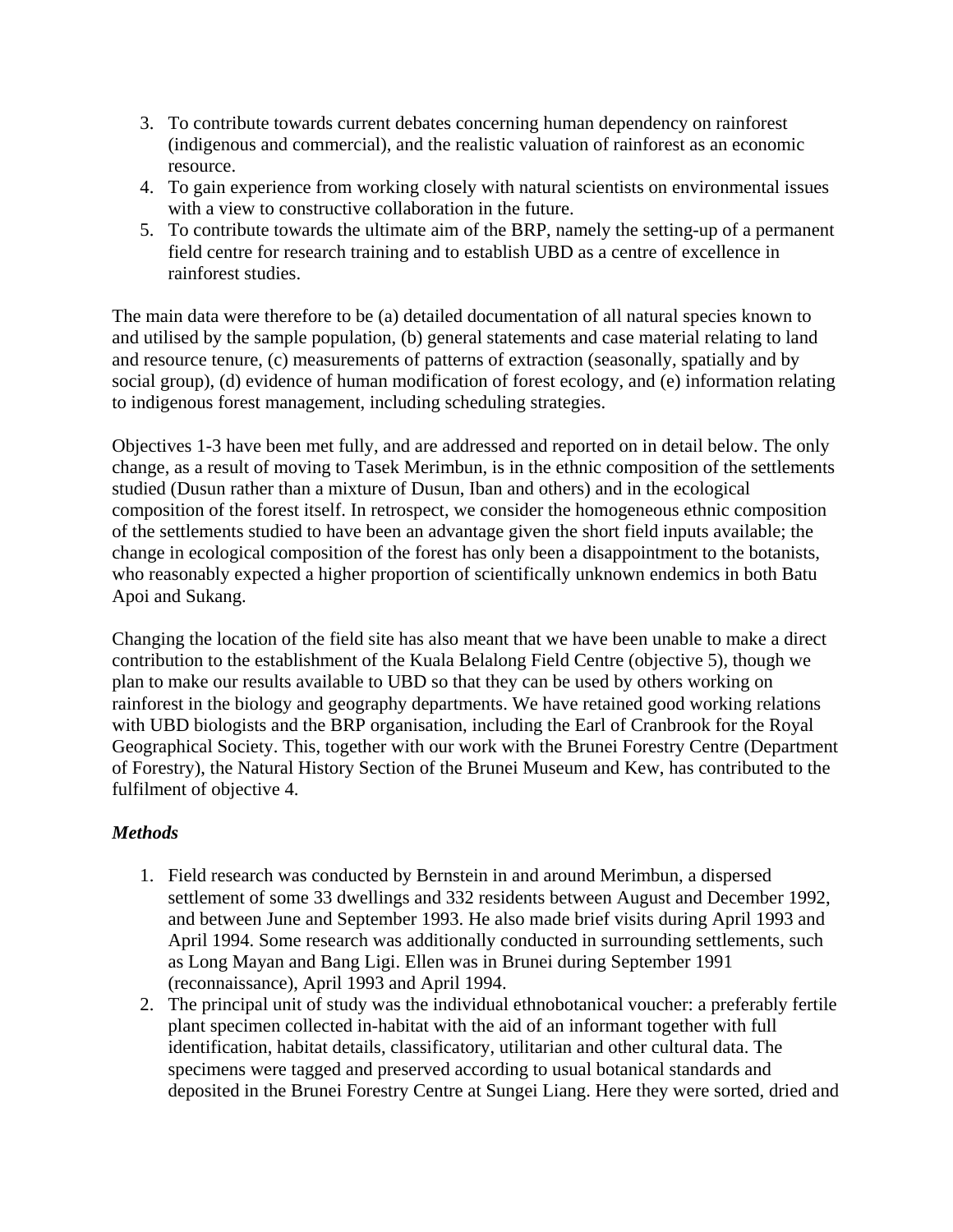3. To contribute towards current debates concerning human dependency on rainforest (indigenous and commercial), and the realistic valuation of rainforest as an economic resource.
4. To gain experience from working closely with natural scientists on environmental issues with a view to constructive collaboration in the future.
5. To contribute towards the ultimate aim of the BRP, namely the setting-up of a permanent field centre for research training and to establish UBD as a centre of excellence in rainforest studies.

The main data were therefore to be (a) detailed documentation of all natural species known to and utilised by the sample population, (b) general statements and case material relating to land and resource tenure, (c) measurements of patterns of extraction (seasonally, spatially and by social group), (d) evidence of human modification of forest ecology, and (e) information relating to indigenous forest management, including scheduling strategies.

Objectives 1-3 have been met fully, and are addressed and reported on in detail below. The only change, as a result of moving to Tasek Merimbun, is in the ethnic composition of the settlements studied (Dusun rather than a mixture of Dusun, Iban and others) and in the ecological composition of the forest itself. In retrospect, we consider the homogeneous ethnic composition of the settlements studied to have been an advantage given the short field inputs available; the change in ecological composition of the forest has only been a disappointment to the botanists, who reasonably expected a higher proportion of scientifically unknown endemics in both Batu Apoi and Sukang.

Changing the location of the field site has also meant that we have been unable to make a direct contribution to the establishment of the Kuala Belalong Field Centre (objective 5), though we plan to make our results available to UBD so that they can be used by others working on rainforest in the biology and geography departments. We have retained good working relations with UBD biologists and the BRP organisation, including the Earl of Cranbrook for the Royal Geographical Society. This, together with our work with the Brunei Forestry Centre (Department of Forestry), the Natural History Section of the Brunei Museum and Kew, has contributed to the fulfilment of objective 4.

### *Methods*

1. Field research was conducted by Bernstein in and around Merimbun, a dispersed settlement of some 33 dwellings and 332 residents between August and December 1992, and between June and September 1993. He also made brief visits during April 1993 and April 1994. Some research was additionally conducted in surrounding settlements, such as Long Mayan and Bang Ligi. Ellen was in Brunei during September 1991 (reconnaissance), April 1993 and April 1994.
2. The principal unit of study was the individual ethnobotanical voucher: a preferably fertile plant specimen collected in-habitat with the aid of an informant together with full identification, habitat details, classificatory, utilitarian and other cultural data. The specimens were tagged and preserved according to usual botanical standards and deposited in the Brunei Forestry Centre at Sungei Liang. Here they were sorted, dried and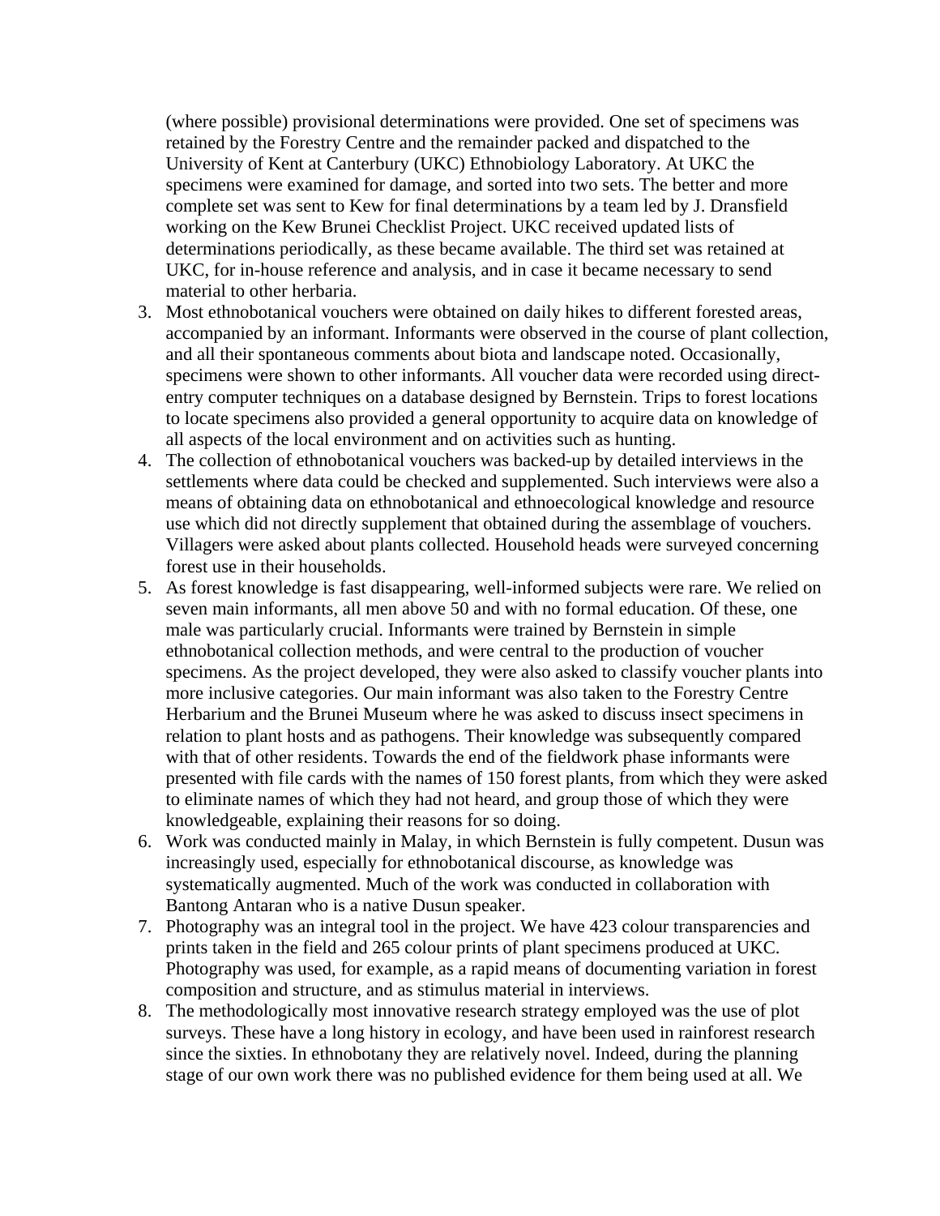(where possible) provisional determinations were provided. One set of specimens was retained by the Forestry Centre and the remainder packed and dispatched to the University of Kent at Canterbury (UKC) Ethnobiology Laboratory. At UKC the specimens were examined for damage, and sorted into two sets. The better and more complete set was sent to Kew for final determinations by a team led by J. Dransfield working on the Kew Brunei Checklist Project. UKC received updated lists of determinations periodically, as these became available. The third set was retained at UKC, for in-house reference and analysis, and in case it became necessary to send material to other herbaria.

3. Most ethnobotanical vouchers were obtained on daily hikes to different forested areas, accompanied by an informant. Informants were observed in the course of plant collection, and all their spontaneous comments about biota and landscape noted. Occasionally, specimens were shown to other informants. All voucher data were recorded using direct-entry computer techniques on a database designed by Bernstein. Trips to forest locations to locate specimens also provided a general opportunity to acquire data on knowledge of all aspects of the local environment and on activities such as hunting.
4. The collection of ethnobotanical vouchers was backed-up by detailed interviews in the settlements where data could be checked and supplemented. Such interviews were also a means of obtaining data on ethnobotanical and ethnoecological knowledge and resource use which did not directly supplement that obtained during the assemblage of vouchers. Villagers were asked about plants collected. Household heads were surveyed concerning forest use in their households.
5. As forest knowledge is fast disappearing, well-informed subjects were rare. We relied on seven main informants, all men above 50 and with no formal education. Of these, one male was particularly crucial. Informants were trained by Bernstein in simple ethnobotanical collection methods, and were central to the production of voucher specimens. As the project developed, they were also asked to classify voucher plants into more inclusive categories. Our main informant was also taken to the Forestry Centre Herbarium and the Brunei Museum where he was asked to discuss insect specimens in relation to plant hosts and as pathogens. Their knowledge was subsequently compared with that of other residents. Towards the end of the fieldwork phase informants were presented with file cards with the names of 150 forest plants, from which they were asked to eliminate names of which they had not heard, and group those of which they were knowledgeable, explaining their reasons for so doing.
6. Work was conducted mainly in Malay, in which Bernstein is fully competent. Dusun was increasingly used, especially for ethnobotanical discourse, as knowledge was systematically augmented. Much of the work was conducted in collaboration with Bantong Antaran who is a native Dusun speaker.
7. Photography was an integral tool in the project. We have 423 colour transparencies and prints taken in the field and 265 colour prints of plant specimens produced at UKC. Photography was used, for example, as a rapid means of documenting variation in forest composition and structure, and as stimulus material in interviews.
8. The methodologically most innovative research strategy employed was the use of plot surveys. These have a long history in ecology, and have been used in rainforest research since the sixties. In ethnobotany they are relatively novel. Indeed, during the planning stage of our own work there was no published evidence for them being used at all. We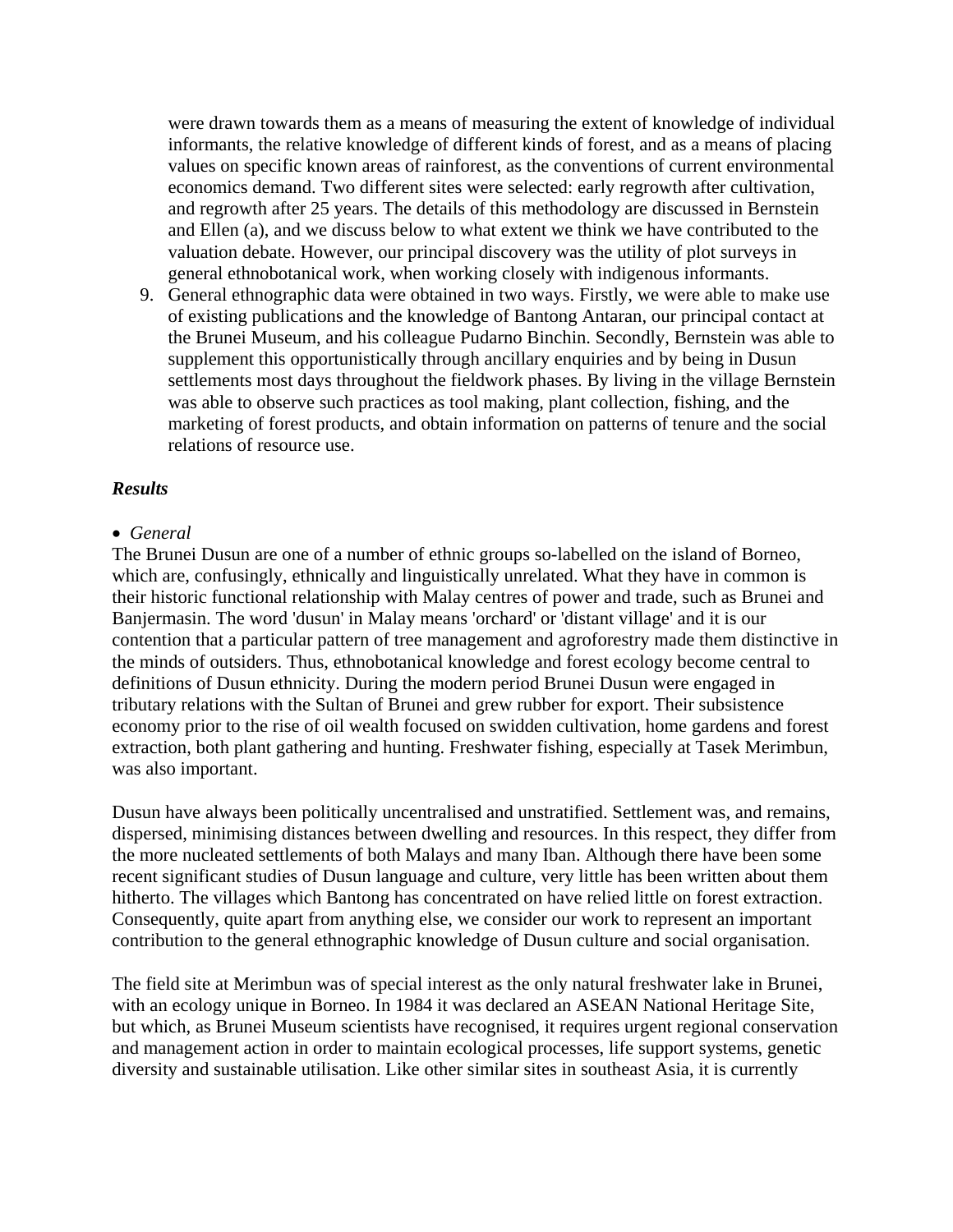were drawn towards them as a means of measuring the extent of knowledge of individual informants, the relative knowledge of different kinds of forest, and as a means of placing values on specific known areas of rainforest, as the conventions of current environmental economics demand. Two different sites were selected: early regrowth after cultivation, and regrowth after 25 years. The details of this methodology are discussed in Bernstein and Ellen (a), and we discuss below to what extent we think we have contributed to the valuation debate. However, our principal discovery was the utility of plot surveys in general ethnobotanical work, when working closely with indigenous informants.

9. General ethnographic data were obtained in two ways. Firstly, we were able to make use of existing publications and the knowledge of Bantong Antaran, our principal contact at the Brunei Museum, and his colleague Pudarno Binchin. Secondly, Bernstein was able to supplement this opportunistically through ancillary enquiries and by being in Dusun settlements most days throughout the fieldwork phases. By living in the village Bernstein was able to observe such practices as tool making, plant collection, fishing, and the marketing of forest products, and obtain information on patterns of tenure and the social relations of resource use.

### *Results*

- *General*

The Brunei Dusun are one of a number of ethnic groups so-labelled on the island of Borneo, which are, confusingly, ethnically and linguistically unrelated. What they have in common is their historic functional relationship with Malay centres of power and trade, such as Brunei and Banjermasin. The word 'dusun' in Malay means 'orchard' or 'distant village' and it is our contention that a particular pattern of tree management and agroforestry made them distinctive in the minds of outsiders. Thus, ethnobotanical knowledge and forest ecology become central to definitions of Dusun ethnicity. During the modern period Brunei Dusun were engaged in tributary relations with the Sultan of Brunei and grew rubber for export. Their subsistence economy prior to the rise of oil wealth focused on swidden cultivation, home gardens and forest extraction, both plant gathering and hunting. Freshwater fishing, especially at Tasek Merimbun, was also important.

Dusun have always been politically uncentralised and unstratified. Settlement was, and remains, dispersed, minimising distances between dwelling and resources. In this respect, they differ from the more nucleated settlements of both Malays and many Iban. Although there have been some recent significant studies of Dusun language and culture, very little has been written about them hitherto. The villages which Bantong has concentrated on have relied little on forest extraction. Consequently, quite apart from anything else, we consider our work to represent an important contribution to the general ethnographic knowledge of Dusun culture and social organisation.

The field site at Merimbun was of special interest as the only natural freshwater lake in Brunei, with an ecology unique in Borneo. In 1984 it was declared an ASEAN National Heritage Site, but which, as Brunei Museum scientists have recognised, it requires urgent regional conservation and management action in order to maintain ecological processes, life support systems, genetic diversity and sustainable utilisation. Like other similar sites in southeast Asia, it is currently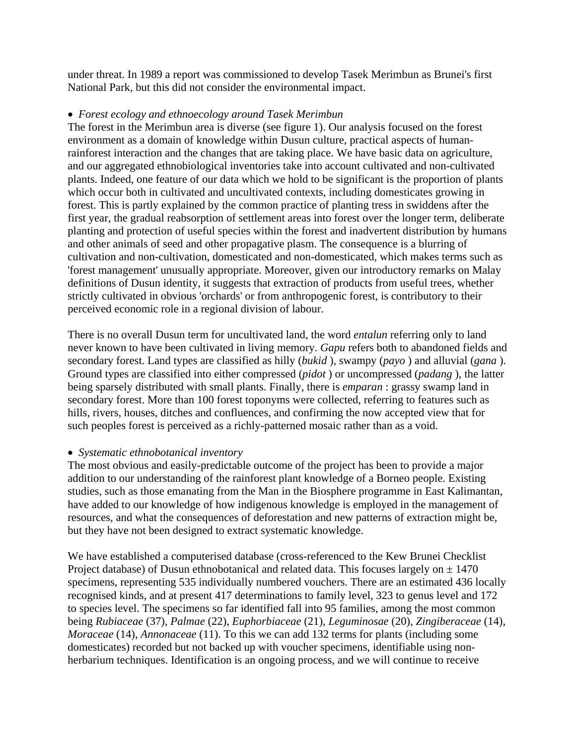under threat. In 1989 a report was commissioned to develop Tasek Merimbun as Brunei's first National Park, but this did not consider the environmental impact.

- *Forest ecology and ethnoecology around Tasek Merimbun*

The forest in the Merimbun area is diverse (see figure 1). Our analysis focused on the forest environment as a domain of knowledge within Dusun culture, practical aspects of human-rainforest interaction and the changes that are taking place. We have basic data on agriculture, and our aggregated ethnobiological inventories take into account cultivated and non-cultivated plants. Indeed, one feature of our data which we hold to be significant is the proportion of plants which occur both in cultivated and uncultivated contexts, including domesticates growing in forest. This is partly explained by the common practice of planting tress in swiddens after the first year, the gradual reabsorption of settlement areas into forest over the longer term, deliberate planting and protection of useful species within the forest and inadvertent distribution by humans and other animals of seed and other propagative plasm. The consequence is a blurring of cultivation and non-cultivation, domesticated and non-domesticated, which makes terms such as 'forest management' unusually appropriate. Moreover, given our introductory remarks on Malay definitions of Dusun identity, it suggests that extraction of products from useful trees, whether strictly cultivated in obvious 'orchards' or from anthropogenic forest, is contributory to their perceived economic role in a regional division of labour.

There is no overall Dusun term for uncultivated land, the word *entalun* referring only to land never known to have been cultivated in living memory. *Gapu* refers both to abandoned fields and secondary forest. Land types are classified as hilly (*bukid* ), swampy (*payo* ) and alluvial (*gana* ). Ground types are classified into either compressed (*pidot* ) or uncompressed (*padang* ), the latter being sparsely distributed with small plants. Finally, there is *emparan* : grassy swamp land in secondary forest. More than 100 forest toponyms were collected, referring to features such as hills, rivers, houses, ditches and confluences, and confirming the now accepted view that for such peoples forest is perceived as a richly-patterned mosaic rather than as a void.

- *Systematic ethnobotanical inventory*

The most obvious and easily-predictable outcome of the project has been to provide a major addition to our understanding of the rainforest plant knowledge of a Borneo people. Existing studies, such as those emanating from the Man in the Biosphere programme in East Kalimantan, have added to our knowledge of how indigenous knowledge is employed in the management of resources, and what the consequences of deforestation and new patterns of extraction might be, but they have not been designed to extract systematic knowledge.

We have established a computerised database (cross-referenced to the Kew Brunei Checklist Project database) of Dusun ethnobotanical and related data. This focuses largely on ± 1470 specimens, representing 535 individually numbered vouchers. There are an estimated 436 locally recognised kinds, and at present 417 determinations to family level, 323 to genus level and 172 to species level. The specimens so far identified fall into 95 families, among the most common being *Rubiaceae* (37), *Palmae* (22), *Euphorbiaceae* (21), *Leguminosae* (20), *Zingiberaceae* (14), *Moraceae* (14), *Annonaceae* (11). To this we can add 132 terms for plants (including some domesticates) recorded but not backed up with voucher specimens, identifiable using non-herbarium techniques. Identification is an ongoing process, and we will continue to receive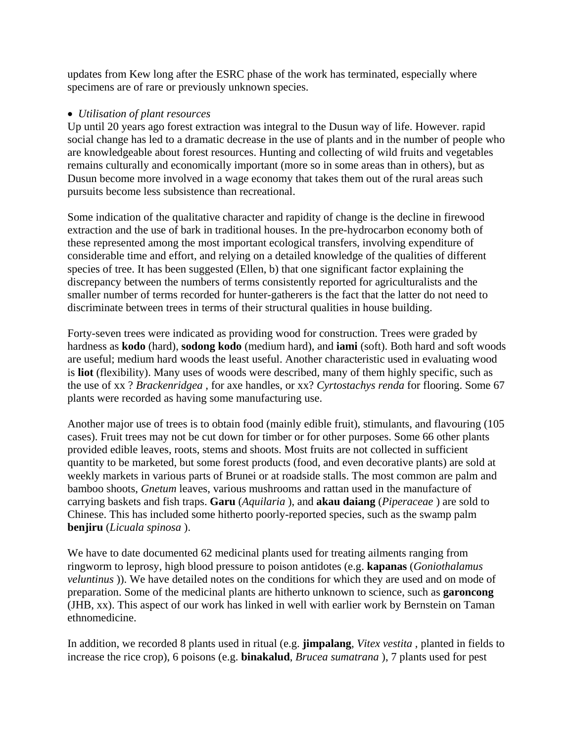updates from Kew long after the ESRC phase of the work has terminated, especially where specimens are of rare or previously unknown species.

- *Utilisation of plant resources*

Up until 20 years ago forest extraction was integral to the Dusun way of life. However. rapid social change has led to a dramatic decrease in the use of plants and in the number of people who are knowledgeable about forest resources. Hunting and collecting of wild fruits and vegetables remains culturally and economically important (more so in some areas than in others), but as Dusun become more involved in a wage economy that takes them out of the rural areas such pursuits become less subsistence than recreational.

Some indication of the qualitative character and rapidity of change is the decline in firewood extraction and the use of bark in traditional houses. In the pre-hydrocarbon economy both of these represented among the most important ecological transfers, involving expenditure of considerable time and effort, and relying on a detailed knowledge of the qualities of different species of tree. It has been suggested (Ellen, b) that one significant factor explaining the discrepancy between the numbers of terms consistently reported for agriculturalists and the smaller number of terms recorded for hunter-gatherers is the fact that the latter do not need to discriminate between trees in terms of their structural qualities in house building.

Forty-seven trees were indicated as providing wood for construction. Trees were graded by hardness as **kodo** (hard), **sodong kodo** (medium hard), and **iami** (soft). Both hard and soft woods are useful; medium hard woods the least useful. Another characteristic used in evaluating wood is **liot** (flexibility). Many uses of woods were described, many of them highly specific, such as the use of xx ? *Brackenridgea* , for axe handles, or xx? *Cyrtostachys renda* for flooring. Some 67 plants were recorded as having some manufacturing use.

Another major use of trees is to obtain food (mainly edible fruit), stimulants, and flavouring (105 cases). Fruit trees may not be cut down for timber or for other purposes. Some 66 other plants provided edible leaves, roots, stems and shoots. Most fruits are not collected in sufficient quantity to be marketed, but some forest products (food, and even decorative plants) are sold at weekly markets in various parts of Brunei or at roadside stalls. The most common are palm and bamboo shoots, *Gnetum* leaves, various mushrooms and rattan used in the manufacture of carrying baskets and fish traps. **Garu** (*Aquilaria* ), and **akau daiang** (*Piperaceae* ) are sold to Chinese. This has included some hitherto poorly-reported species, such as the swamp palm **benjiru** (*Licuala spinosa* ).

We have to date documented 62 medicinal plants used for treating ailments ranging from ringworm to leprosy, high blood pressure to poison antidotes (e.g. **kapanas** (*Goniothalamus veluntinus* )). We have detailed notes on the conditions for which they are used and on mode of preparation. Some of the medicinal plants are hitherto unknown to science, such as **garoncong** (JHB, xx). This aspect of our work has linked in well with earlier work by Bernstein on Taman ethnomedicine.

In addition, we recorded 8 plants used in ritual (e.g. **jimpalang**, *Vitex vestita* , planted in fields to increase the rice crop), 6 poisons (e.g. **binakalud**, *Brucea sumatrana* ), 7 plants used for pest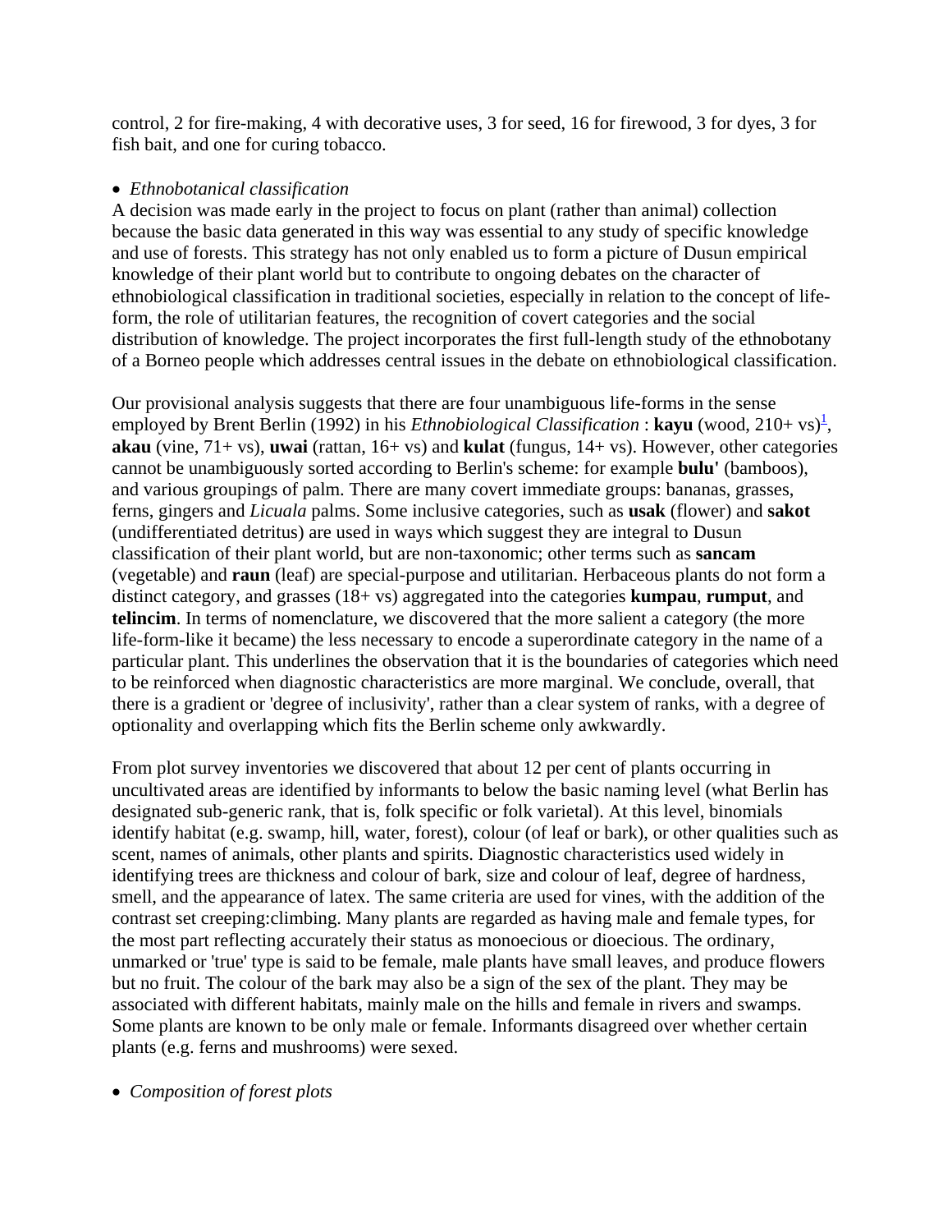control, 2 for fire-making, 4 with decorative uses, 3 for seed, 16 for firewood, 3 for dyes, 3 for fish bait, and one for curing tobacco.

- *Ethnobotanical classification*

A decision was made early in the project to focus on plant (rather than animal) collection because the basic data generated in this way was essential to any study of specific knowledge and use of forests. This strategy has not only enabled us to form a picture of Dusun empirical knowledge of their plant world but to contribute to ongoing debates on the character of ethnobiological classification in traditional societies, especially in relation to the concept of life-form, the role of utilitarian features, the recognition of covert categories and the social distribution of knowledge. The project incorporates the first full-length study of the ethnobotany of a Borneo people which addresses central issues in the debate on ethnobiological classification.

Our provisional analysis suggests that there are four unambiguous life-forms in the sense employed by Brent Berlin (1992) in his *Ethnobiological Classification* : **kayu** (wood, 210+ vs)[1], **akau** (vine, 71+ vs), **uwai** (rattan, 16+ vs) and **kulat** (fungus, 14+ vs). However, other categories cannot be unambiguously sorted according to Berlin's scheme: for example **bulu'** (bamboos), and various groupings of palm. There are many covert immediate groups: bananas, grasses, ferns, gingers and *Licuala* palms. Some inclusive categories, such as **usak** (flower) and **sakot** (undifferentiated detritus) are used in ways which suggest they are integral to Dusun classification of their plant world, but are non-taxonomic; other terms such as **sancam** (vegetable) and **raun** (leaf) are special-purpose and utilitarian. Herbaceous plants do not form a distinct category, and grasses (18+ vs) aggregated into the categories **kumpau**, **rumput**, and **telincim**. In terms of nomenclature, we discovered that the more salient a category (the more life-form-like it became) the less necessary to encode a superordinate category in the name of a particular plant. This underlines the observation that it is the boundaries of categories which need to be reinforced when diagnostic characteristics are more marginal. We conclude, overall, that there is a gradient or 'degree of inclusivity', rather than a clear system of ranks, with a degree of optionality and overlapping which fits the Berlin scheme only awkwardly.

From plot survey inventories we discovered that about 12 per cent of plants occurring in uncultivated areas are identified by informants to below the basic naming level (what Berlin has designated sub-generic rank, that is, folk specific or folk varietal). At this level, binomials identify habitat (e.g. swamp, hill, water, forest), colour (of leaf or bark), or other qualities such as scent, names of animals, other plants and spirits. Diagnostic characteristics used widely in identifying trees are thickness and colour of bark, size and colour of leaf, degree of hardness, smell, and the appearance of latex. The same criteria are used for vines, with the addition of the contrast set creeping:climbing. Many plants are regarded as having male and female types, for the most part reflecting accurately their status as monoecious or dioecious. The ordinary, unmarked or 'true' type is said to be female, male plants have small leaves, and produce flowers but no fruit. The colour of the bark may also be a sign of the sex of the plant. They may be associated with different habitats, mainly male on the hills and female in rivers and swamps. Some plants are known to be only male or female. Informants disagreed over whether certain plants (e.g. ferns and mushrooms) were sexed.

- *Composition of forest plots*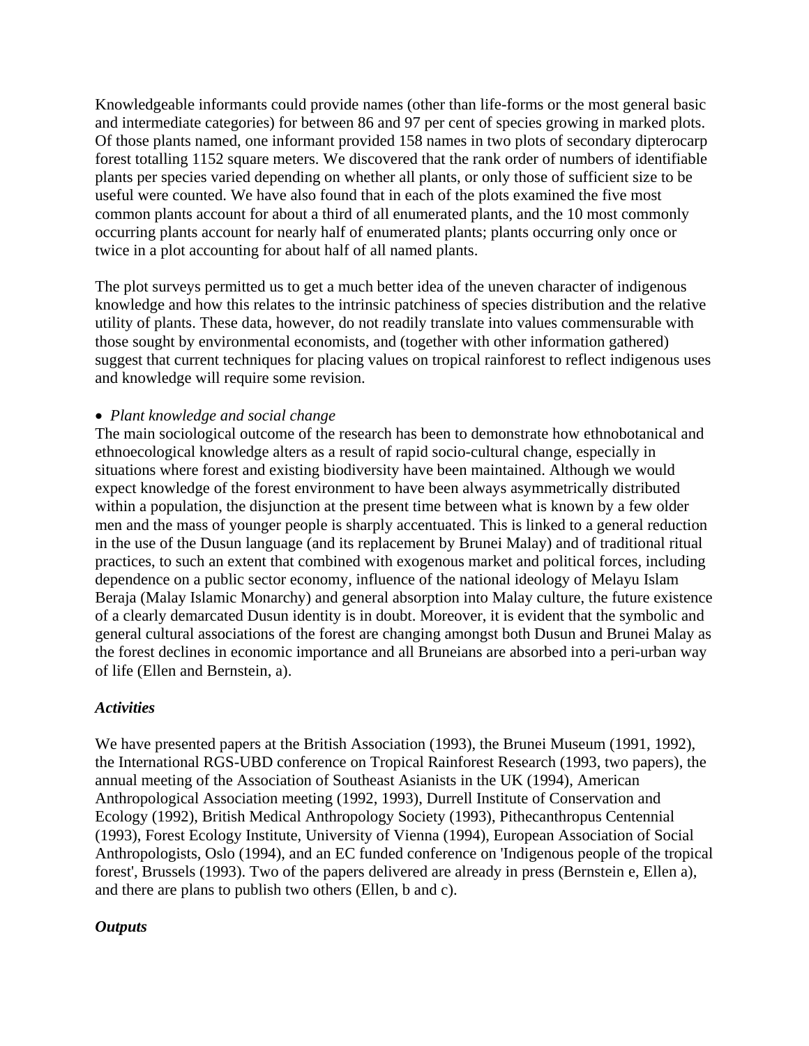Knowledgeable informants could provide names (other than life-forms or the most general basic and intermediate categories) for between 86 and 97 per cent of species growing in marked plots. Of those plants named, one informant provided 158 names in two plots of secondary dipterocarp forest totalling 1152 square meters. We discovered that the rank order of numbers of identifiable plants per species varied depending on whether all plants, or only those of sufficient size to be useful were counted. We have also found that in each of the plots examined the five most common plants account for about a third of all enumerated plants, and the 10 most commonly occurring plants account for nearly half of enumerated plants; plants occurring only once or twice in a plot accounting for about half of all named plants.

The plot surveys permitted us to get a much better idea of the uneven character of indigenous knowledge and how this relates to the intrinsic patchiness of species distribution and the relative utility of plants. These data, however, do not readily translate into values commensurable with those sought by environmental economists, and (together with other information gathered) suggest that current techniques for placing values on tropical rainforest to reflect indigenous uses and knowledge will require some revision.

- *Plant knowledge and social change*

The main sociological outcome of the research has been to demonstrate how ethnobotanical and ethnoecological knowledge alters as a result of rapid socio-cultural change, especially in situations where forest and existing biodiversity have been maintained. Although we would expect knowledge of the forest environment to have been always asymmetrically distributed within a population, the disjunction at the present time between what is known by a few older men and the mass of younger people is sharply accentuated. This is linked to a general reduction in the use of the Dusun language (and its replacement by Brunei Malay) and of traditional ritual practices, to such an extent that combined with exogenous market and political forces, including dependence on a public sector economy, influence of the national ideology of Melayu Islam Beraja (Malay Islamic Monarchy) and general absorption into Malay culture, the future existence of a clearly demarcated Dusun identity is in doubt. Moreover, it is evident that the symbolic and general cultural associations of the forest are changing amongst both Dusun and Brunei Malay as the forest declines in economic importance and all Bruneians are absorbed into a peri-urban way of life (Ellen and Bernstein, a).

### *Activities*

We have presented papers at the British Association (1993), the Brunei Museum (1991, 1992), the International RGS-UBD conference on Tropical Rainforest Research (1993, two papers), the annual meeting of the Association of Southeast Asianists in the UK (1994), American Anthropological Association meeting (1992, 1993), Durrell Institute of Conservation and Ecology (1992), British Medical Anthropology Society (1993), Pithecanthropus Centennial (1993), Forest Ecology Institute, University of Vienna (1994), European Association of Social Anthropologists, Oslo (1994), and an EC funded conference on 'Indigenous people of the tropical forest', Brussels (1993). Two of the papers delivered are already in press (Bernstein e, Ellen a), and there are plans to publish two others (Ellen, b and c).

### *Outputs*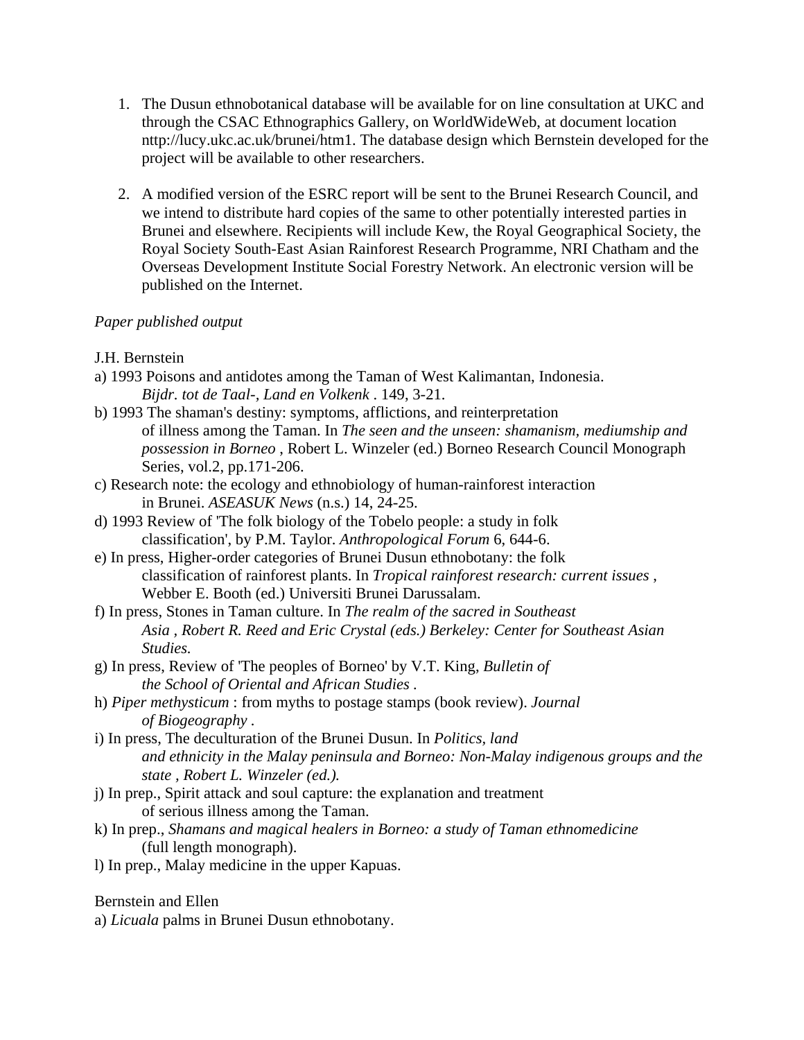1. The Dusun ethnobotanical database will be available for on line consultation at UKC and through the CSAC Ethnographics Gallery, on WorldWideWeb, at document location nttp://lucy.ukc.ac.uk/brunei/htm1. The database design which Bernstein developed for the project will be available to other researchers.

2. A modified version of the ESRC report will be sent to the Brunei Research Council, and we intend to distribute hard copies of the same to other potentially interested parties in Brunei and elsewhere. Recipients will include Kew, the Royal Geographical Society, the Royal Society South-East Asian Rainforest Research Programme, NRI Chatham and the Overseas Development Institute Social Forestry Network. An electronic version will be published on the Internet.

*Paper published output*

J.H. Bernstein

a) 1993 Poisons and antidotes among the Taman of West Kalimantan, Indonesia. *Bijdr. tot de Taal-, Land en Volkenk* . 149, 3-21.

b) 1993 The shaman's destiny: symptoms, afflictions, and reinterpretation of illness among the Taman. In *The seen and the unseen: shamanism, mediumship and possession in Borneo* , Robert L. Winzeler (ed.) Borneo Research Council Monograph Series, vol.2, pp.171-206.

c) Research note: the ecology and ethnobiology of human-rainforest interaction in Brunei. *ASEASUK News* (n.s.) 14, 24-25.

d) 1993 Review of 'The folk biology of the Tobelo people: a study in folk classification', by P.M. Taylor. *Anthropological Forum* 6, 644-6.

e) In press, Higher-order categories of Brunei Dusun ethnobotany: the folk classification of rainforest plants. In *Tropical rainforest research: current issues* , Webber E. Booth (ed.) Universiti Brunei Darussalam.

f) In press, Stones in Taman culture. In *The realm of the sacred in Southeast Asia , Robert R. Reed and Eric Crystal (eds.) Berkeley: Center for Southeast Asian Studies.*

g) In press, Review of 'The peoples of Borneo' by V.T. King, *Bulletin of the School of Oriental and African Studies* .

h) *Piper methysticum* : from myths to postage stamps (book review). *Journal of Biogeography* .

i) In press, The deculturation of the Brunei Dusun. In *Politics, land and ethnicity in the Malay peninsula and Borneo: Non-Malay indigenous groups and the state , Robert L. Winzeler (ed.).*

j) In prep., Spirit attack and soul capture: the explanation and treatment of serious illness among the Taman.

k) In prep., *Shamans and magical healers in Borneo: a study of Taman ethnomedicine* (full length monograph).

l) In prep., Malay medicine in the upper Kapuas.

Bernstein and Ellen

a) *Licuala* palms in Brunei Dusun ethnobotany.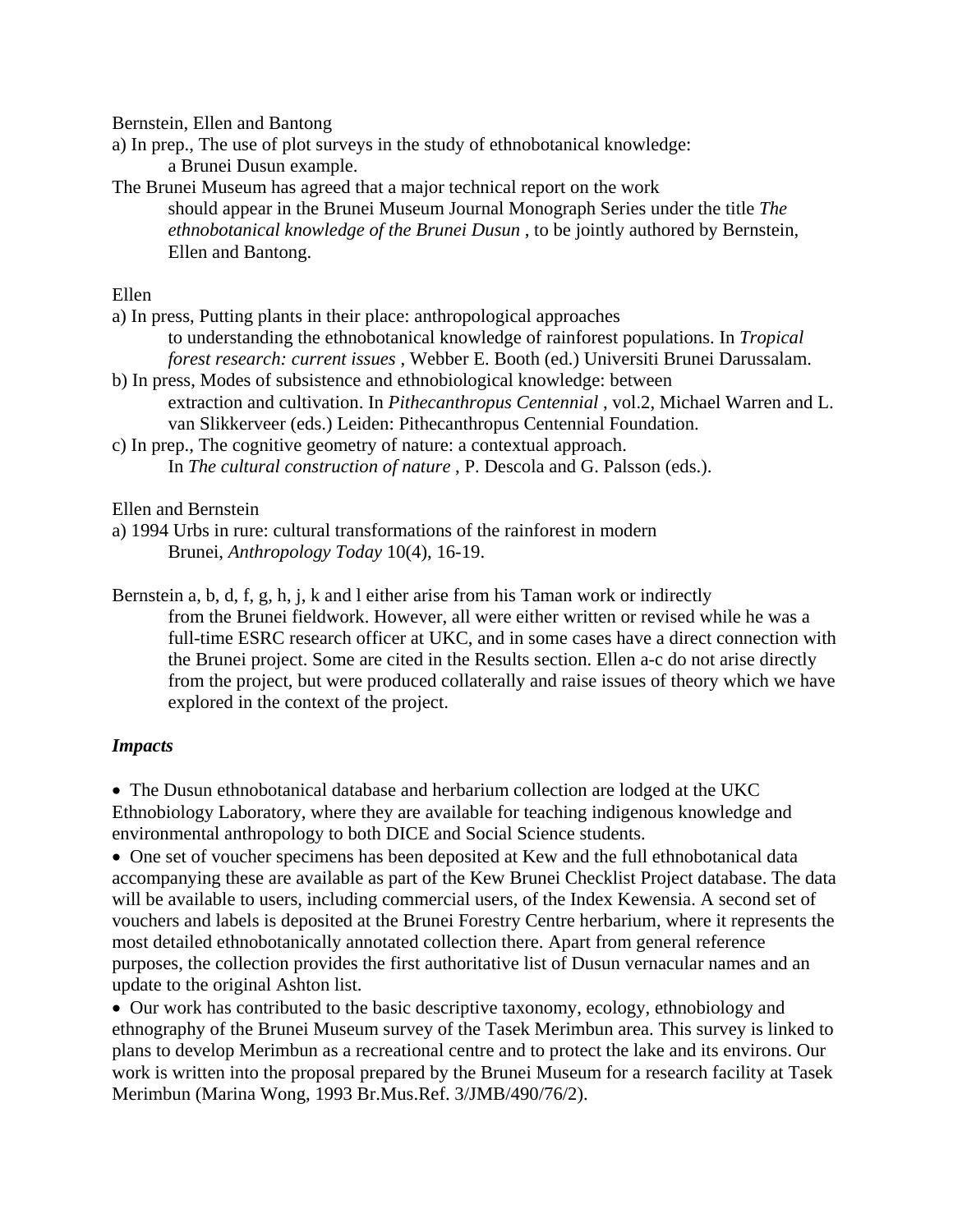Bernstein, Ellen and Bantong

a) In prep., The use of plot surveys in the study of ethnobotanical knowledge: a Brunei Dusun example.

The Brunei Museum has agreed that a major technical report on the work should appear in the Brunei Museum Journal Monograph Series under the title *The ethnobotanical knowledge of the Brunei Dusun* , to be jointly authored by Bernstein, Ellen and Bantong.

Ellen

a) In press, Putting plants in their place: anthropological approaches to understanding the ethnobotanical knowledge of rainforest populations. In *Tropical forest research: current issues* , Webber E. Booth (ed.) Universiti Brunei Darussalam.

b) In press, Modes of subsistence and ethnobiological knowledge: between extraction and cultivation. In *Pithecanthropus Centennial* , vol.2, Michael Warren and L. van Slikkerveer (eds.) Leiden: Pithecanthropus Centennial Foundation.

c) In prep., The cognitive geometry of nature: a contextual approach. In *The cultural construction of nature* , P. Descola and G. Palsson (eds.).

Ellen and Bernstein

a) 1994 Urbs in rure: cultural transformations of the rainforest in modern Brunei, *Anthropology Today* 10(4), 16-19.

Bernstein a, b, d, f, g, h, j, k and l either arise from his Taman work or indirectly from the Brunei fieldwork. However, all were either written or revised while he was a full-time ESRC research officer at UKC, and in some cases have a direct connection with the Brunei project. Some are cited in the Results section. Ellen a-c do not arise directly from the project, but were produced collaterally and raise issues of theory which we have explored in the context of the project.

***Impacts***

- The Dusun ethnobotanical database and herbarium collection are lodged at the UKC Ethnobiology Laboratory, where they are available for teaching indigenous knowledge and environmental anthropology to both DICE and Social Science students.
- One set of voucher specimens has been deposited at Kew and the full ethnobotanical data accompanying these are available as part of the Kew Brunei Checklist Project database. The data will be available to users, including commercial users, of the Index Kewensia. A second set of vouchers and labels is deposited at the Brunei Forestry Centre herbarium, where it represents the most detailed ethnobotanically annotated collection there. Apart from general reference purposes, the collection provides the first authoritative list of Dusun vernacular names and an update to the original Ashton list.
- Our work has contributed to the basic descriptive taxonomy, ecology, ethnobiology and ethnography of the Brunei Museum survey of the Tasek Merimbun area. This survey is linked to plans to develop Merimbun as a recreational centre and to protect the lake and its environs. Our work is written into the proposal prepared by the Brunei Museum for a research facility at Tasek Merimbun (Marina Wong, 1993 Br.Mus.Ref. 3/JMB/490/76/2).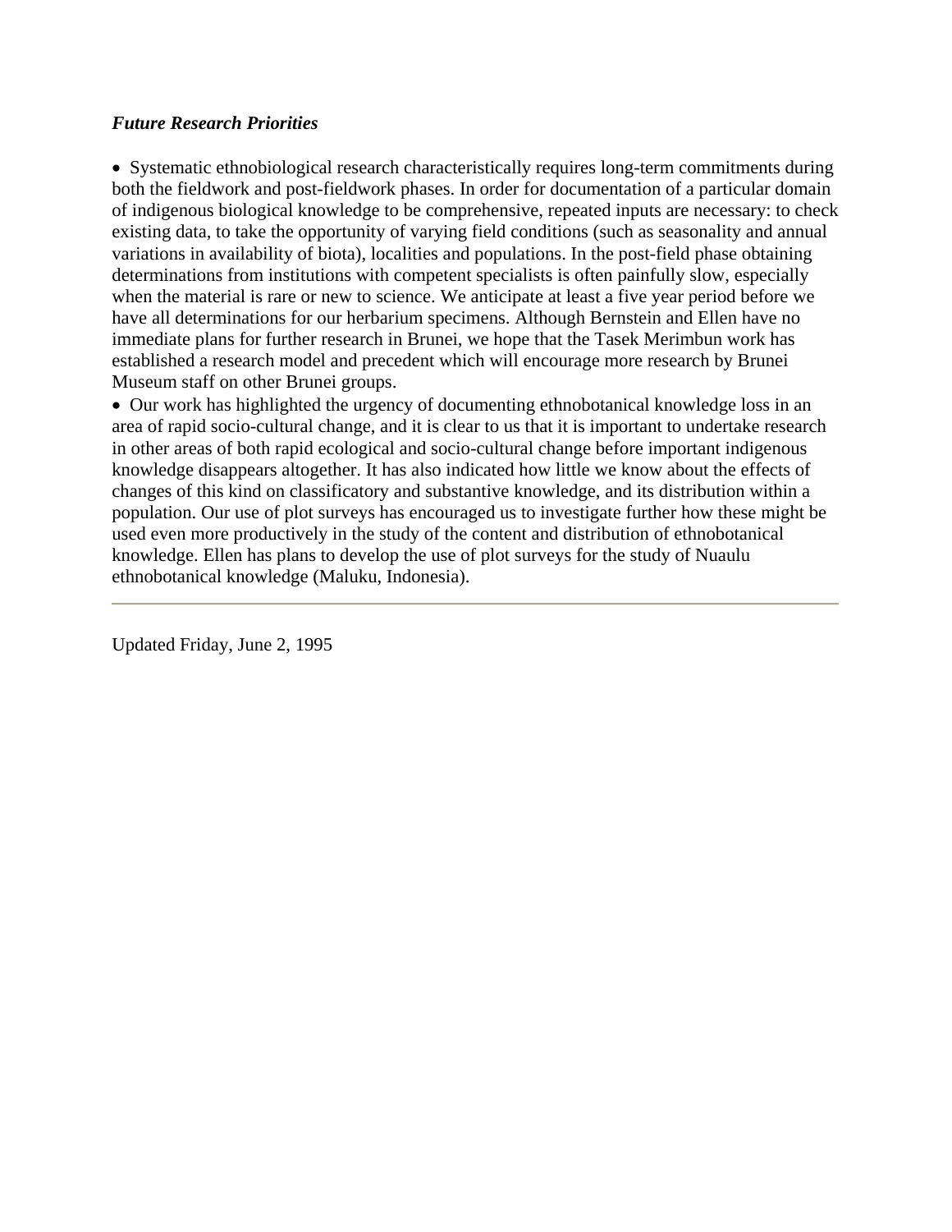***Future Research Priorities***

- Systematic ethnobiological research characteristically requires long-term commitments during both the fieldwork and post-fieldwork phases. In order for documentation of a particular domain of indigenous biological knowledge to be comprehensive, repeated inputs are necessary: to check existing data, to take the opportunity of varying field conditions (such as seasonality and annual variations in availability of biota), localities and populations. In the post-field phase obtaining determinations from institutions with competent specialists is often painfully slow, especially when the material is rare or new to science. We anticipate at least a five year period before we have all determinations for our herbarium specimens. Although Bernstein and Ellen have no immediate plans for further research in Brunei, we hope that the Tasek Merimbun work has established a research model and precedent which will encourage more research by Brunei Museum staff on other Brunei groups.
- Our work has highlighted the urgency of documenting ethnobotanical knowledge loss in an area of rapid socio-cultural change, and it is clear to us that it is important to undertake research in other areas of both rapid ecological and socio-cultural change before important indigenous knowledge disappears altogether. It has also indicated how little we know about the effects of changes of this kind on classificatory and substantive knowledge, and its distribution within a population. Our use of plot surveys has encouraged us to investigate further how these might be used even more productively in the study of the content and distribution of ethnobotanical knowledge. Ellen has plans to develop the use of plot surveys for the study of Nuaulu ethnobotanical knowledge (Maluku, Indonesia).

---

Updated Friday, June 2, 1995